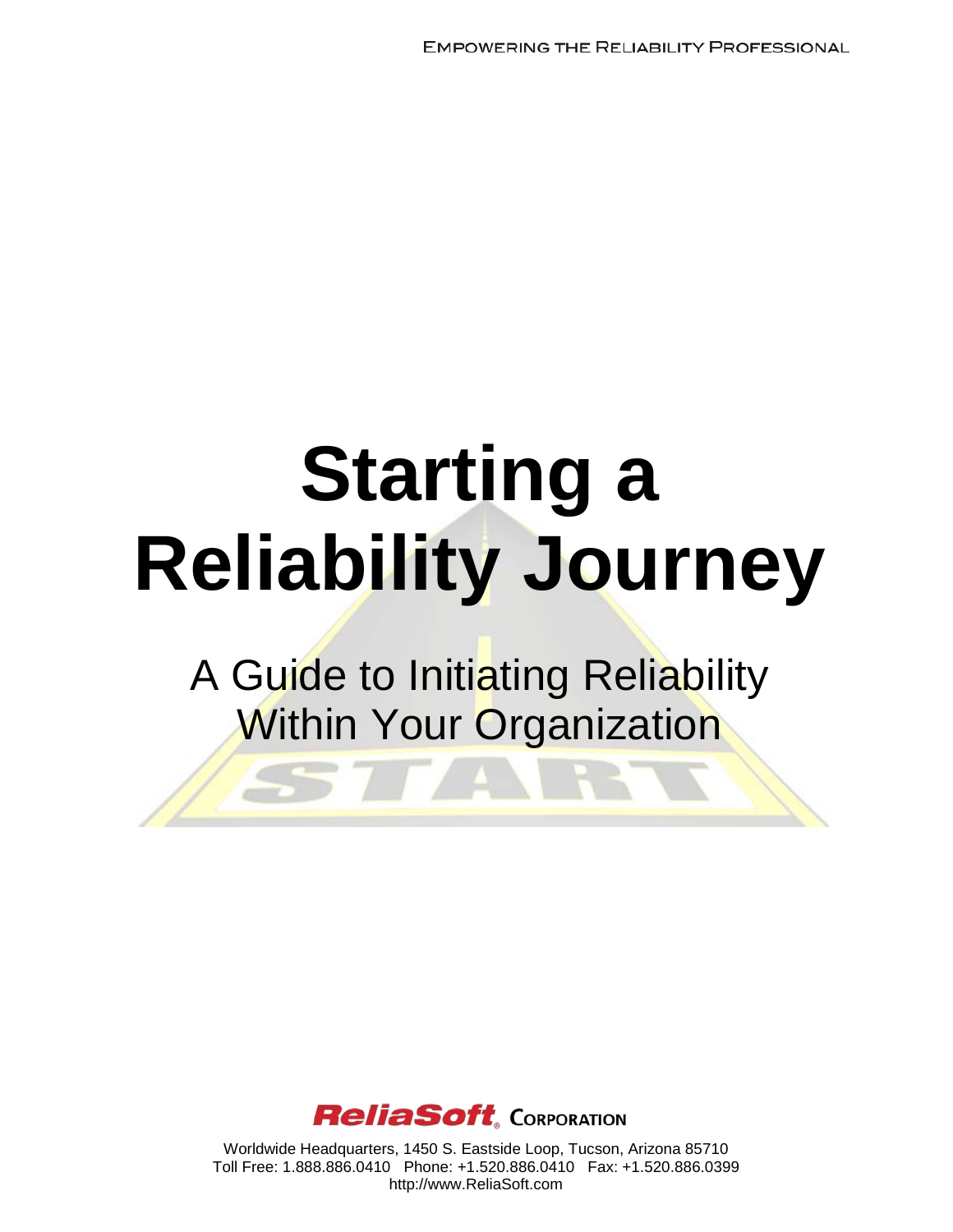Empowering the Reliability Professional

# Starting a Reliability Journey

## A Guide to Initiating Reliability Within Your Organization

**ReliaSoft® Corporation**

Worldwide Headquarters, 1450 S. Eastside Loop, Tucson, Arizona 85710
Toll Free: 1.888.886.0410 Phone: +1.520.886.0410 Fax: +1.520.886.0399
http://www.ReliaSoft.com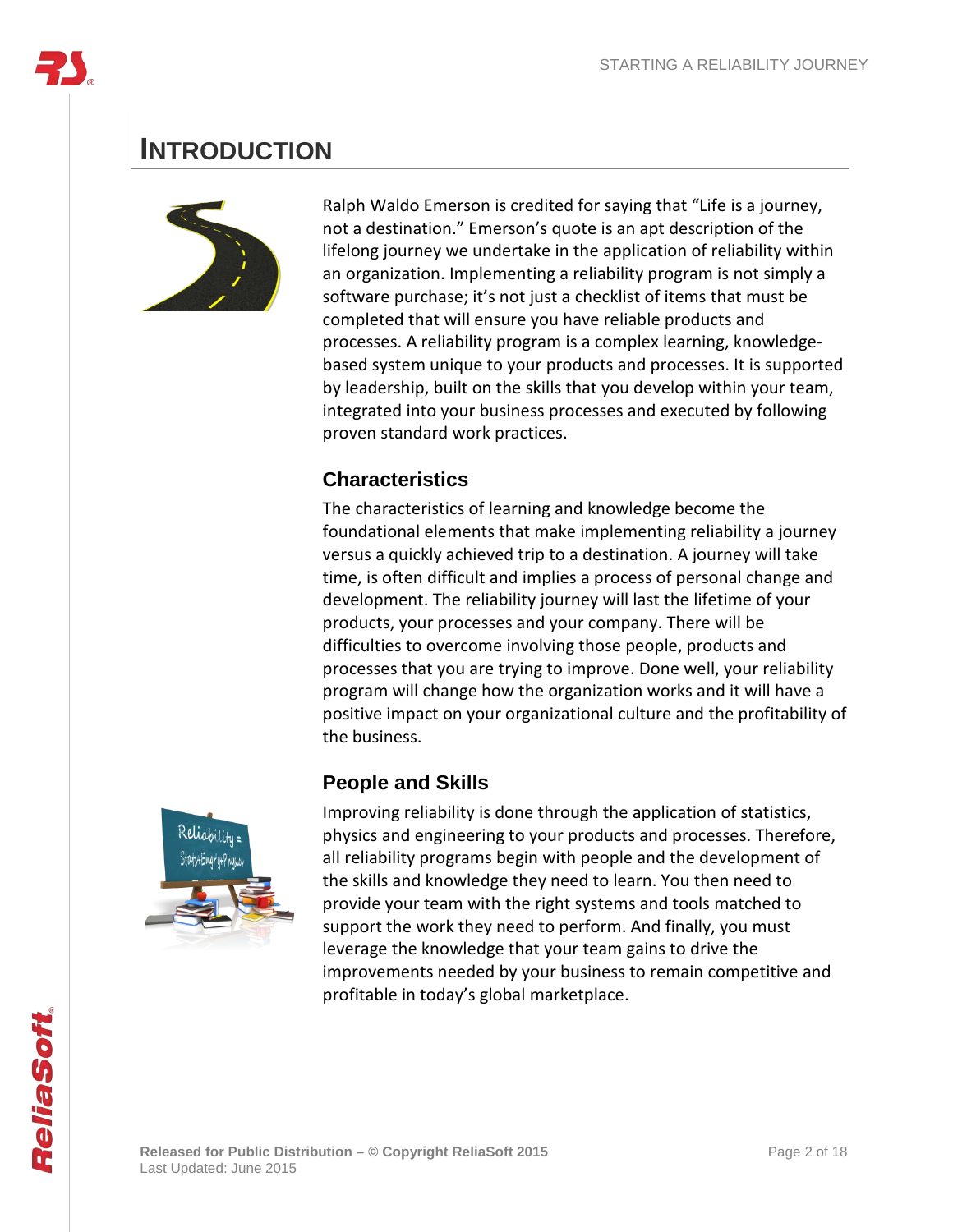# INTRODUCTION

Ralph Waldo Emerson is credited for saying that “Life is a journey, not a destination.” Emerson’s quote is an apt description of the lifelong journey we undertake in the application of reliability within an organization. Implementing a reliability program is not simply a software purchase; it’s not just a checklist of items that must be completed that will ensure you have reliable products and processes. A reliability program is a complex learning, knowledge-based system unique to your products and processes. It is supported by leadership, built on the skills that you develop within your team, integrated into your business processes and executed by following proven standard work practices.

## Characteristics

The characteristics of learning and knowledge become the foundational elements that make implementing reliability a journey versus a quickly achieved trip to a destination. A journey will take time, is often difficult and implies a process of personal change and development. The reliability journey will last the lifetime of your products, your processes and your company. There will be difficulties to overcome involving those people, products and processes that you are trying to improve. Done well, your reliability program will change how the organization works and it will have a positive impact on your organizational culture and the profitability of the business.

## People and Skills

Improving reliability is done through the application of statistics, physics and engineering to your products and processes. Therefore, all reliability programs begin with people and the development of the skills and knowledge they need to learn. You then need to provide your team with the right systems and tools matched to support the work they need to perform. And finally, you must leverage the knowledge that your team gains to drive the improvements needed by your business to remain competitive and profitable in today’s global marketplace.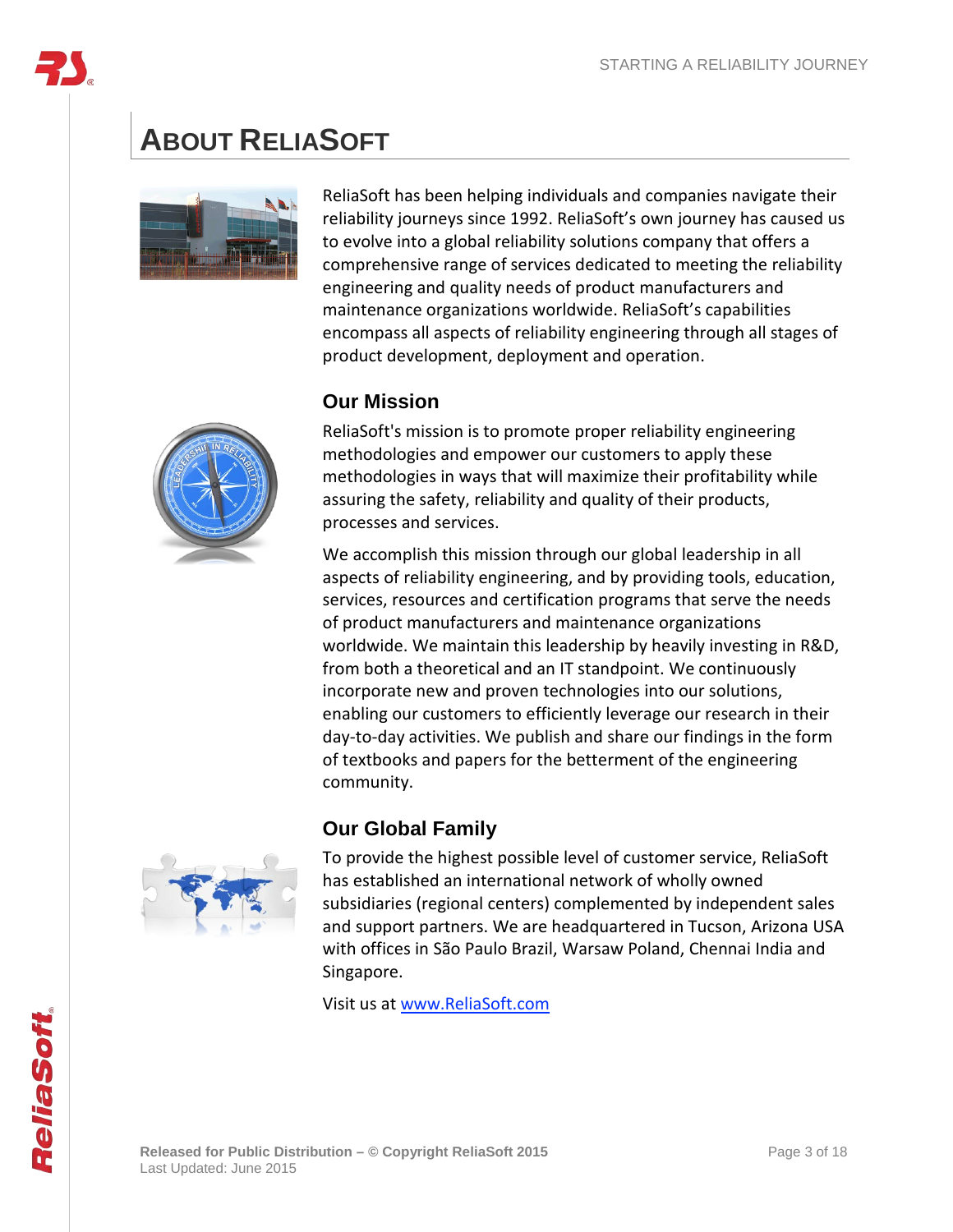# About ReliaSoft

ReliaSoft has been helping individuals and companies navigate their reliability journeys since 1992. ReliaSoft's own journey has caused us to evolve into a global reliability solutions company that offers a comprehensive range of services dedicated to meeting the reliability engineering and quality needs of product manufacturers and maintenance organizations worldwide. ReliaSoft's capabilities encompass all aspects of reliability engineering through all stages of product development, deployment and operation.

## Our Mission

ReliaSoft's mission is to promote proper reliability engineering methodologies and empower our customers to apply these methodologies in ways that will maximize their profitability while assuring the safety, reliability and quality of their products, processes and services.

We accomplish this mission through our global leadership in all aspects of reliability engineering, and by providing tools, education, services, resources and certification programs that serve the needs of product manufacturers and maintenance organizations worldwide. We maintain this leadership by heavily investing in R&D, from both a theoretical and an IT standpoint. We continuously incorporate new and proven technologies into our solutions, enabling our customers to efficiently leverage our research in their day-to-day activities. We publish and share our findings in the form of textbooks and papers for the betterment of the engineering community.

## Our Global Family

To provide the highest possible level of customer service, ReliaSoft has established an international network of wholly owned subsidiaries (regional centers) complemented by independent sales and support partners. We are headquartered in Tucson, Arizona USA with offices in São Paulo Brazil, Warsaw Poland, Chennai India and Singapore.

Visit us at [www.ReliaSoft.com](http://www.ReliaSoft.com)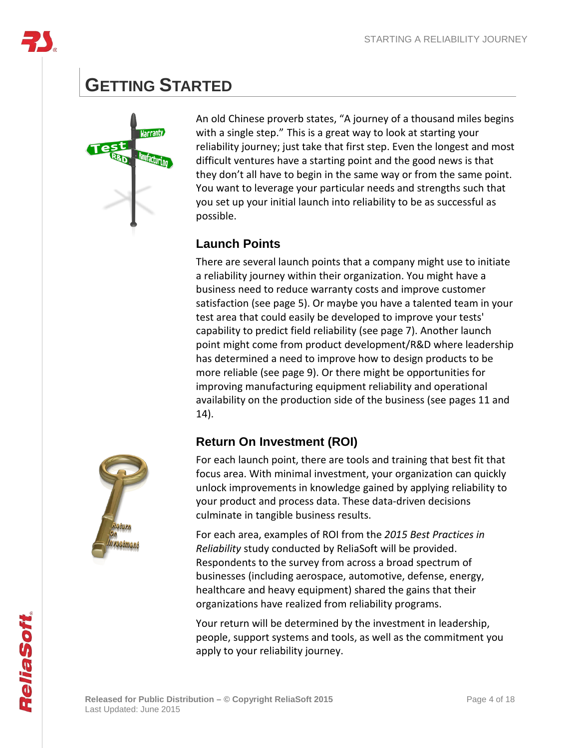# GETTING STARTED

An old Chinese proverb states, "A journey of a thousand miles begins with a single step." This is a great way to look at starting your reliability journey; just take that first step. Even the longest and most difficult ventures have a starting point and the good news is that they don't all have to begin in the same way or from the same point. You want to leverage your particular needs and strengths such that you set up your initial launch into reliability to be as successful as possible.

## Launch Points

There are several launch points that a company might use to initiate a reliability journey within their organization. You might have a business need to reduce warranty costs and improve customer satisfaction (see page 5). Or maybe you have a talented team in your test area that could easily be developed to improve your tests' capability to predict field reliability (see page 7). Another launch point might come from product development/R&D where leadership has determined a need to improve how to design products to be more reliable (see page 9). Or there might be opportunities for improving manufacturing equipment reliability and operational availability on the production side of the business (see pages 11 and 14).

## Return On Investment (ROI)

For each launch point, there are tools and training that best fit that focus area. With minimal investment, your organization can quickly unlock improvements in knowledge gained by applying reliability to your product and process data. These data-driven decisions culminate in tangible business results.

For each area, examples of ROI from the *2015 Best Practices in Reliability* study conducted by ReliaSoft will be provided. Respondents to the survey from across a broad spectrum of businesses (including aerospace, automotive, defense, energy, healthcare and heavy equipment) shared the gains that their organizations have realized from reliability programs.

Your return will be determined by the investment in leadership, people, support systems and tools, as well as the commitment you apply to your reliability journey.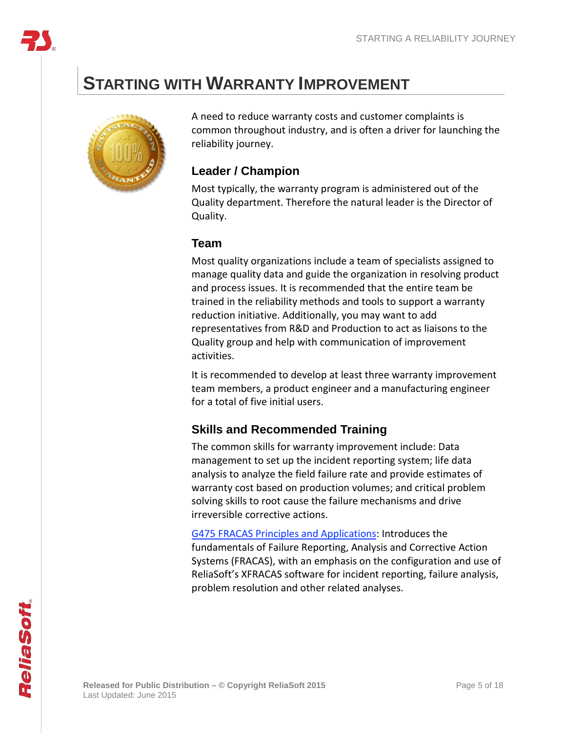# Starting with Warranty Improvement

A need to reduce warranty costs and customer complaints is common throughout industry, and is often a driver for launching the reliability journey.

## Leader / Champion

Most typically, the warranty program is administered out of the Quality department. Therefore the natural leader is the Director of Quality.

## Team

Most quality organizations include a team of specialists assigned to manage quality data and guide the organization in resolving product and process issues. It is recommended that the entire team be trained in the reliability methods and tools to support a warranty reduction initiative. Additionally, you may want to add representatives from R&D and Production to act as liaisons to the Quality group and help with communication of improvement activities.

It is recommended to develop at least three warranty improvement team members, a product engineer and a manufacturing engineer for a total of five initial users.

## Skills and Recommended Training

The common skills for warranty improvement include: Data management to set up the incident reporting system; life data analysis to analyze the field failure rate and provide estimates of warranty cost based on production volumes; and critical problem solving skills to root cause the failure mechanisms and drive irreversible corrective actions.

G475 FRACAS Principles and Applications: Introduces the fundamentals of Failure Reporting, Analysis and Corrective Action Systems (FRACAS), with an emphasis on the configuration and use of ReliaSoft's XFRACAS software for incident reporting, failure analysis, problem resolution and other related analyses.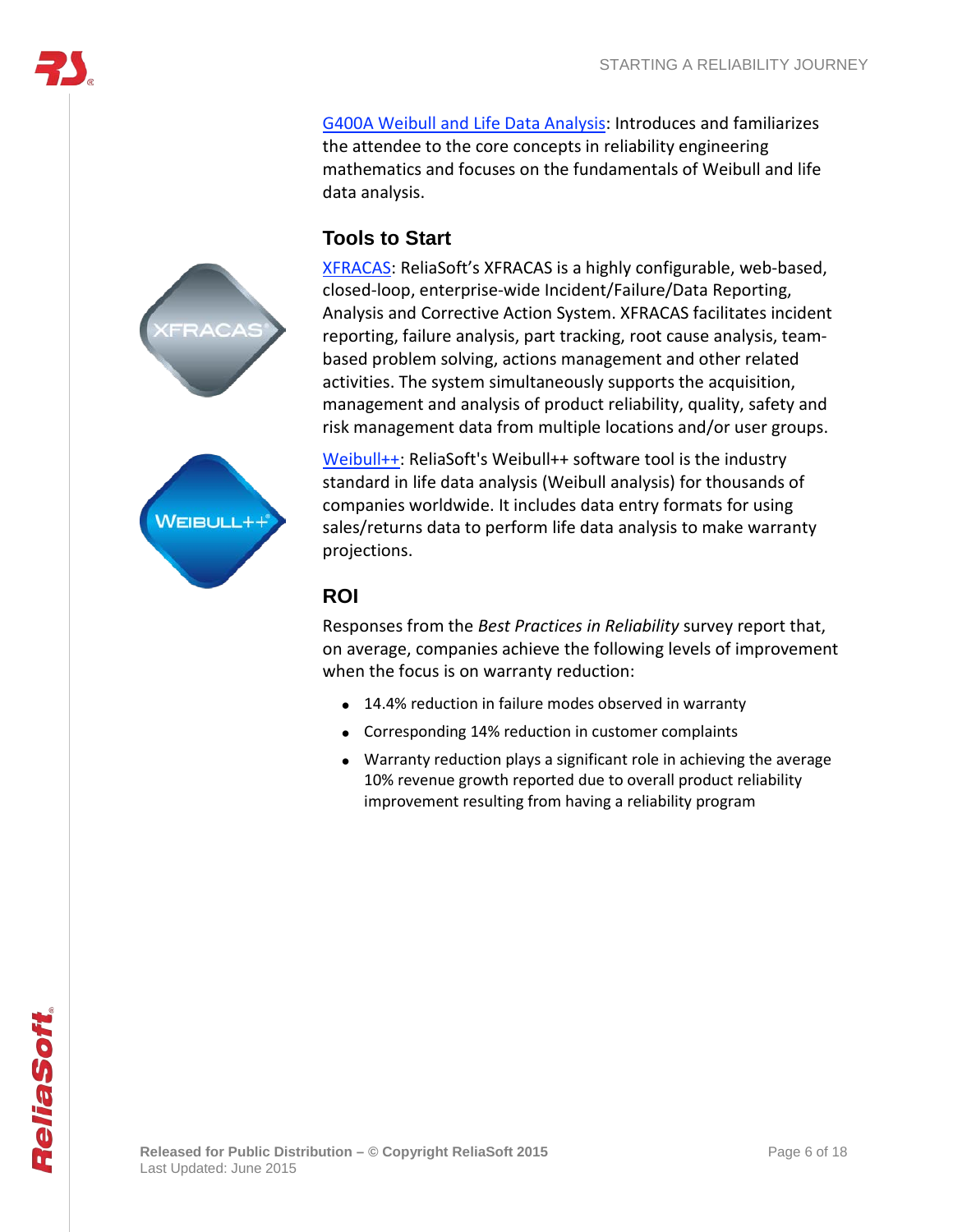G400A Weibull and Life Data Analysis: Introduces and familiarizes the attendee to the core concepts in reliability engineering mathematics and focuses on the fundamentals of Weibull and life data analysis.

## Tools to Start

XFRACAS: ReliaSoft's XFRACAS is a highly configurable, web-based, closed-loop, enterprise-wide Incident/Failure/Data Reporting, Analysis and Corrective Action System. XFRACAS facilitates incident reporting, failure analysis, part tracking, root cause analysis, team-based problem solving, actions management and other related activities. The system simultaneously supports the acquisition, management and analysis of product reliability, quality, safety and risk management data from multiple locations and/or user groups.

Weibull++: ReliaSoft's Weibull++ software tool is the industry standard in life data analysis (Weibull analysis) for thousands of companies worldwide. It includes data entry formats for using sales/returns data to perform life data analysis to make warranty projections.

## ROI

Responses from the *Best Practices in Reliability* survey report that, on average, companies achieve the following levels of improvement when the focus is on warranty reduction:

- 14.4% reduction in failure modes observed in warranty
- Corresponding 14% reduction in customer complaints
- Warranty reduction plays a significant role in achieving the average 10% revenue growth reported due to overall product reliability improvement resulting from having a reliability program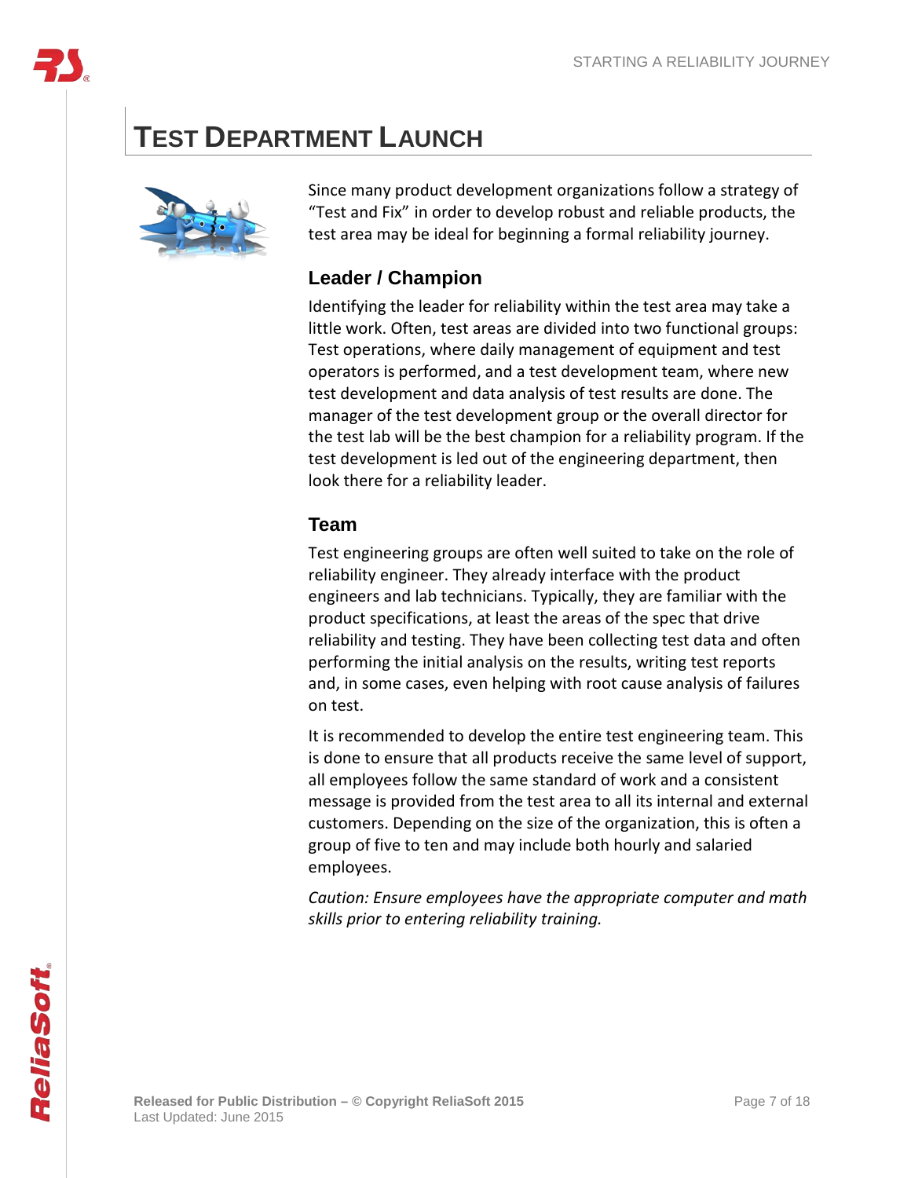# Test Department Launch

Since many product development organizations follow a strategy of "Test and Fix" in order to develop robust and reliable products, the test area may be ideal for beginning a formal reliability journey.

## Leader / Champion

Identifying the leader for reliability within the test area may take a little work. Often, test areas are divided into two functional groups: Test operations, where daily management of equipment and test operators is performed, and a test development team, where new test development and data analysis of test results are done. The manager of the test development group or the overall director for the test lab will be the best champion for a reliability program. If the test development is led out of the engineering department, then look there for a reliability leader.

## Team

Test engineering groups are often well suited to take on the role of reliability engineer. They already interface with the product engineers and lab technicians. Typically, they are familiar with the product specifications, at least the areas of the spec that drive reliability and testing. They have been collecting test data and often performing the initial analysis on the results, writing test reports and, in some cases, even helping with root cause analysis of failures on test.

It is recommended to develop the entire test engineering team. This is done to ensure that all products receive the same level of support, all employees follow the same standard of work and a consistent message is provided from the test area to all its internal and external customers. Depending on the size of the organization, this is often a group of five to ten and may include both hourly and salaried employees.

*Caution: Ensure employees have the appropriate computer and math skills prior to entering reliability training.*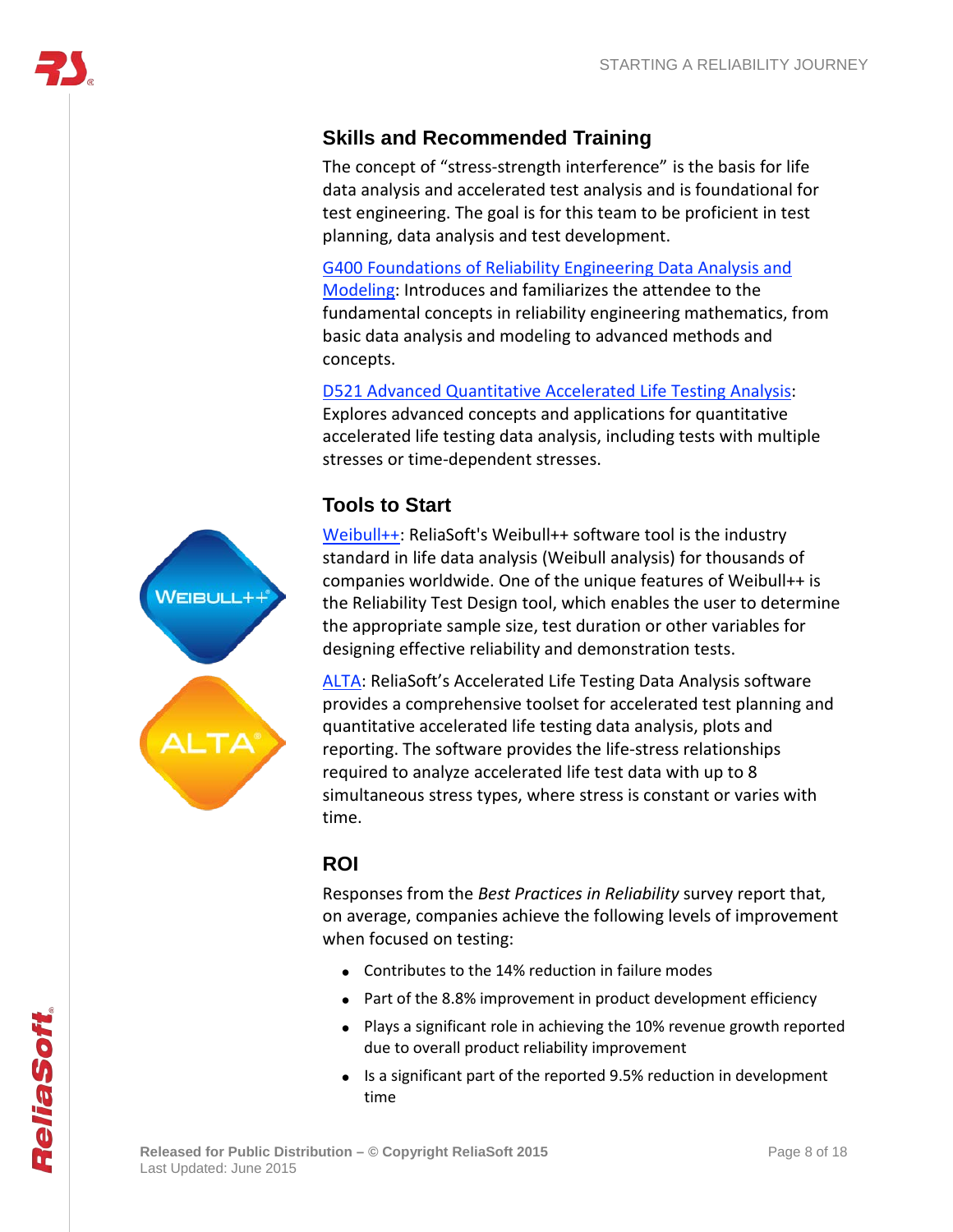## Skills and Recommended Training

The concept of "stress-strength interference" is the basis for life data analysis and accelerated test analysis and is foundational for test engineering. The goal is for this team to be proficient in test planning, data analysis and test development.

G400 Foundations of Reliability Engineering Data Analysis and Modeling: Introduces and familiarizes the attendee to the fundamental concepts in reliability engineering mathematics, from basic data analysis and modeling to advanced methods and concepts.

D521 Advanced Quantitative Accelerated Life Testing Analysis: Explores advanced concepts and applications for quantitative accelerated life testing data analysis, including tests with multiple stresses or time-dependent stresses.

## Tools to Start

Weibull++: ReliaSoft's Weibull++ software tool is the industry standard in life data analysis (Weibull analysis) for thousands of companies worldwide. One of the unique features of Weibull++ is the Reliability Test Design tool, which enables the user to determine the appropriate sample size, test duration or other variables for designing effective reliability and demonstration tests.

ALTA: ReliaSoft's Accelerated Life Testing Data Analysis software provides a comprehensive toolset for accelerated test planning and quantitative accelerated life testing data analysis, plots and reporting. The software provides the life-stress relationships required to analyze accelerated life test data with up to 8 simultaneous stress types, where stress is constant or varies with time.

## ROI

Responses from the *Best Practices in Reliability* survey report that, on average, companies achieve the following levels of improvement when focused on testing:

- Contributes to the 14% reduction in failure modes
- Part of the 8.8% improvement in product development efficiency
- Plays a significant role in achieving the 10% revenue growth reported due to overall product reliability improvement
- Is a significant part of the reported 9.5% reduction in development time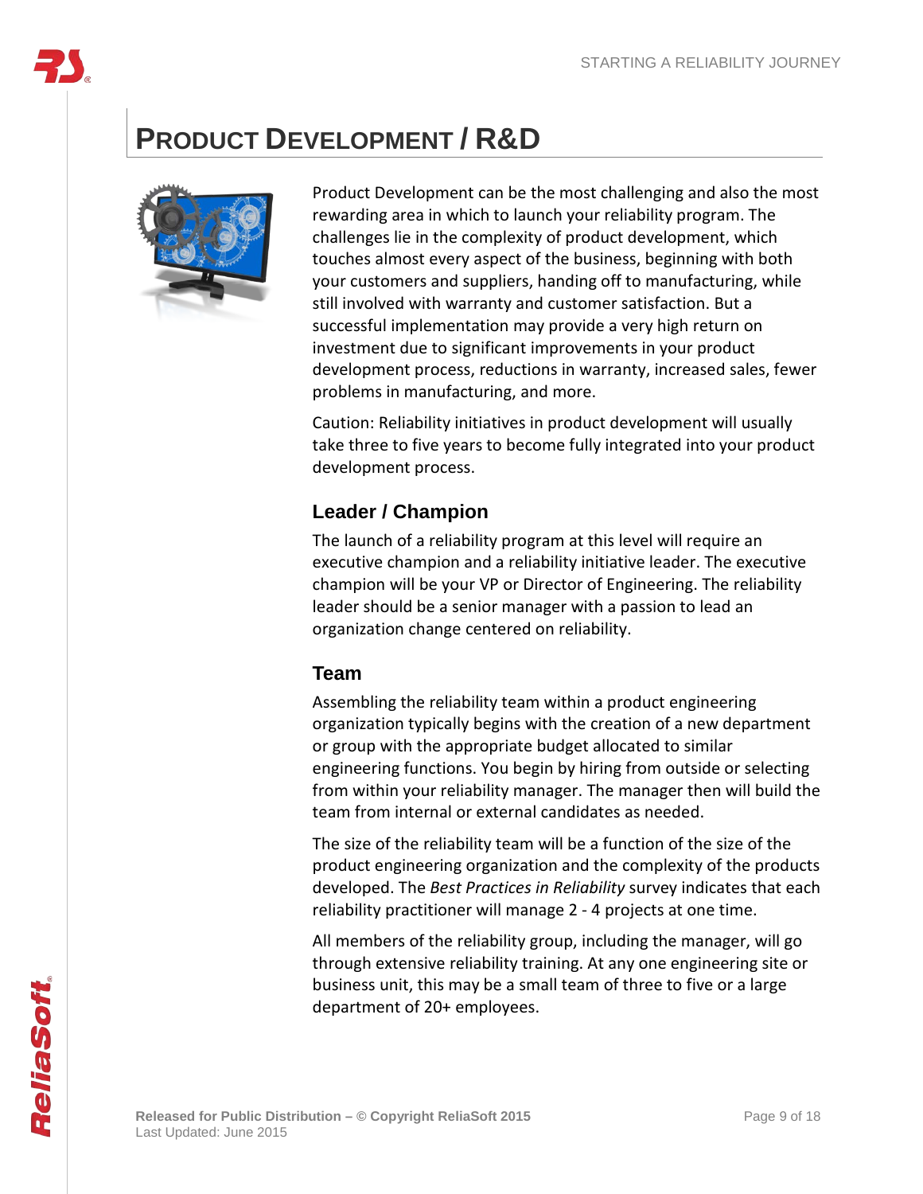# Product Development / R&D

Product Development can be the most challenging and also the most rewarding area in which to launch your reliability program. The challenges lie in the complexity of product development, which touches almost every aspect of the business, beginning with both your customers and suppliers, handing off to manufacturing, while still involved with warranty and customer satisfaction. But a successful implementation may provide a very high return on investment due to significant improvements in your product development process, reductions in warranty, increased sales, fewer problems in manufacturing, and more.

Caution: Reliability initiatives in product development will usually take three to five years to become fully integrated into your product development process.

## Leader / Champion

The launch of a reliability program at this level will require an executive champion and a reliability initiative leader. The executive champion will be your VP or Director of Engineering. The reliability leader should be a senior manager with a passion to lead an organization change centered on reliability.

## Team

Assembling the reliability team within a product engineering organization typically begins with the creation of a new department or group with the appropriate budget allocated to similar engineering functions. You begin by hiring from outside or selecting from within your reliability manager. The manager then will build the team from internal or external candidates as needed.

The size of the reliability team will be a function of the size of the product engineering organization and the complexity of the products developed. The *Best Practices in Reliability* survey indicates that each reliability practitioner will manage 2 - 4 projects at one time.

All members of the reliability group, including the manager, will go through extensive reliability training. At any one engineering site or business unit, this may be a small team of three to five or a large department of 20+ employees.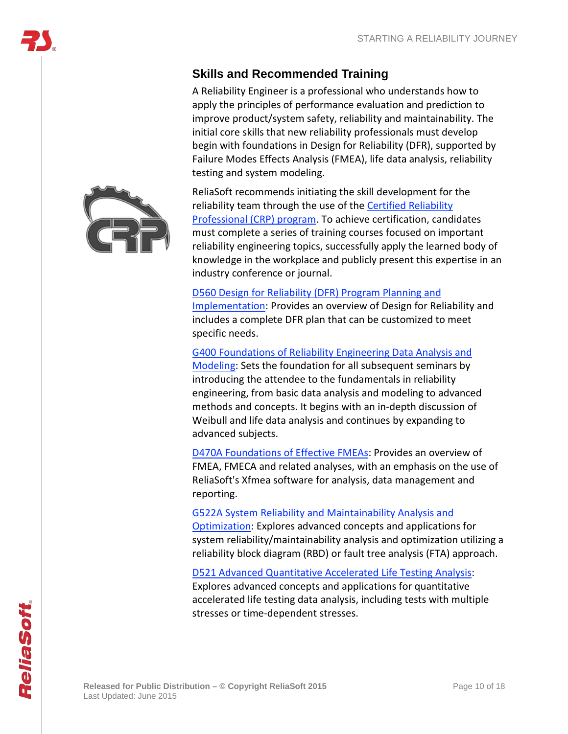## Skills and Recommended Training

A Reliability Engineer is a professional who understands how to apply the principles of performance evaluation and prediction to improve product/system safety, reliability and maintainability. The initial core skills that new reliability professionals must develop begin with foundations in Design for Reliability (DFR), supported by Failure Modes Effects Analysis (FMEA), life data analysis, reliability testing and system modeling.

ReliaSoft recommends initiating the skill development for the reliability team through the use of the Certified Reliability Professional (CRP) program. To achieve certification, candidates must complete a series of training courses focused on important reliability engineering topics, successfully apply the learned body of knowledge in the workplace and publicly present this expertise in an industry conference or journal.

D560 Design for Reliability (DFR) Program Planning and Implementation: Provides an overview of Design for Reliability and includes a complete DFR plan that can be customized to meet specific needs.

G400 Foundations of Reliability Engineering Data Analysis and Modeling: Sets the foundation for all subsequent seminars by introducing the attendee to the fundamentals in reliability engineering, from basic data analysis and modeling to advanced methods and concepts. It begins with an in-depth discussion of Weibull and life data analysis and continues by expanding to advanced subjects.

D470A Foundations of Effective FMEAs: Provides an overview of FMEA, FMECA and related analyses, with an emphasis on the use of ReliaSoft's Xfmea software for analysis, data management and reporting.

G522A System Reliability and Maintainability Analysis and Optimization: Explores advanced concepts and applications for system reliability/maintainability analysis and optimization utilizing a reliability block diagram (RBD) or fault tree analysis (FTA) approach.

D521 Advanced Quantitative Accelerated Life Testing Analysis: Explores advanced concepts and applications for quantitative accelerated life testing data analysis, including tests with multiple stresses or time-dependent stresses.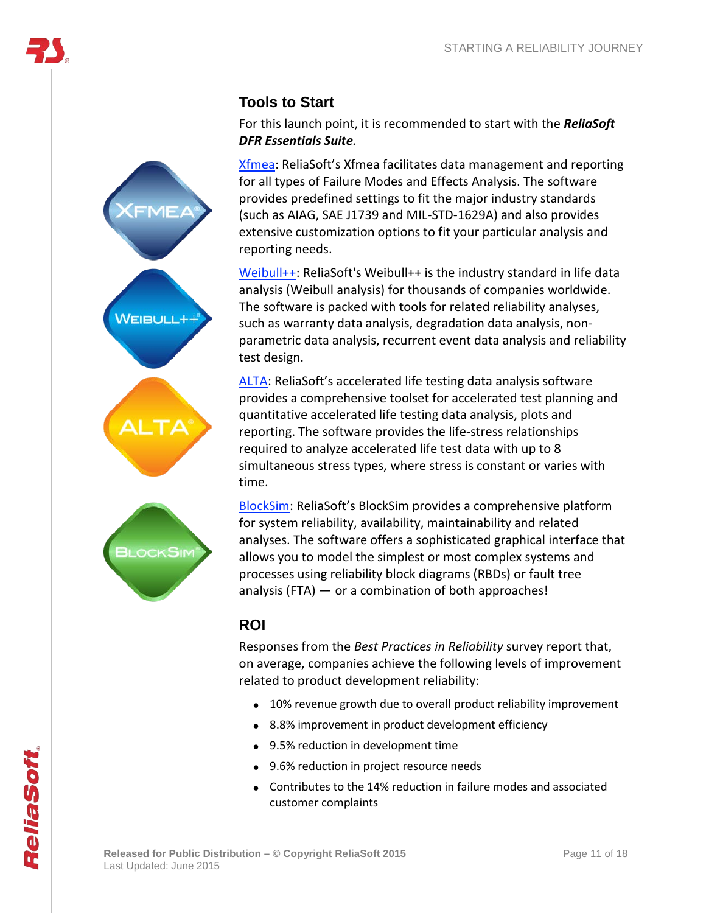## Tools to Start

For this launch point, it is recommended to start with the ***ReliaSoft DFR Essentials Suite***.

Xfmea: ReliaSoft's Xfmea facilitates data management and reporting for all types of Failure Modes and Effects Analysis. The software provides predefined settings to fit the major industry standards (such as AIAG, SAE J1739 and MIL-STD-1629A) and also provides extensive customization options to fit your particular analysis and reporting needs.

Weibull++: ReliaSoft's Weibull++ is the industry standard in life data analysis (Weibull analysis) for thousands of companies worldwide. The software is packed with tools for related reliability analyses, such as warranty data analysis, degradation data analysis, non-parametric data analysis, recurrent event data analysis and reliability test design.

ALTA: ReliaSoft's accelerated life testing data analysis software provides a comprehensive toolset for accelerated test planning and quantitative accelerated life testing data analysis, plots and reporting. The software provides the life-stress relationships required to analyze accelerated life test data with up to 8 simultaneous stress types, where stress is constant or varies with time.

BlockSim: ReliaSoft's BlockSim provides a comprehensive platform for system reliability, availability, maintainability and related analyses. The software offers a sophisticated graphical interface that allows you to model the simplest or most complex systems and processes using reliability block diagrams (RBDs) or fault tree analysis (FTA) — or a combination of both approaches!

## ROI

Responses from the *Best Practices in Reliability* survey report that, on average, companies achieve the following levels of improvement related to product development reliability:

- 10% revenue growth due to overall product reliability improvement
- 8.8% improvement in product development efficiency
- 9.5% reduction in development time
- 9.6% reduction in project resource needs
- Contributes to the 14% reduction in failure modes and associated customer complaints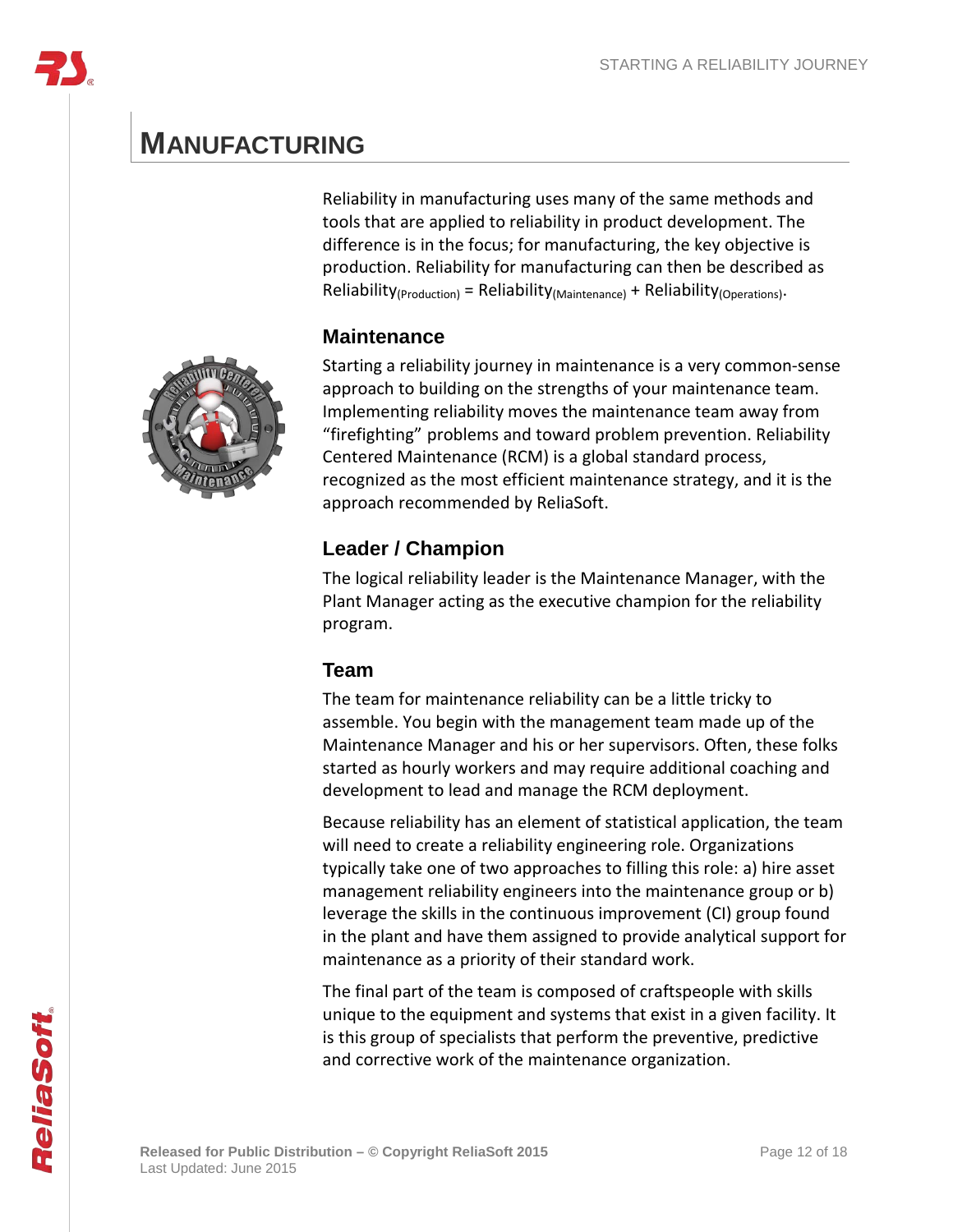# MANUFACTURING

Reliability in manufacturing uses many of the same methods and tools that are applied to reliability in product development. The difference is in the focus; for manufacturing, the key objective is production. Reliability for manufacturing can then be described as $\text{Reliability}_{(\text{Production})} = \text{Reliability}_{(\text{Maintenance})} + \text{Reliability}_{(\text{Operations})}$.

## Maintenance

Starting a reliability journey in maintenance is a very common-sense approach to building on the strengths of your maintenance team. Implementing reliability moves the maintenance team away from "firefighting" problems and toward problem prevention. Reliability Centered Maintenance (RCM) is a global standard process, recognized as the most efficient maintenance strategy, and it is the approach recommended by ReliaSoft.

## Leader / Champion

The logical reliability leader is the Maintenance Manager, with the Plant Manager acting as the executive champion for the reliability program.

## Team

The team for maintenance reliability can be a little tricky to assemble. You begin with the management team made up of the Maintenance Manager and his or her supervisors. Often, these folks started as hourly workers and may require additional coaching and development to lead and manage the RCM deployment.

Because reliability has an element of statistical application, the team will need to create a reliability engineering role. Organizations typically take one of two approaches to filling this role: a) hire asset management reliability engineers into the maintenance group or b) leverage the skills in the continuous improvement (CI) group found in the plant and have them assigned to provide analytical support for maintenance as a priority of their standard work.

The final part of the team is composed of craftspeople with skills unique to the equipment and systems that exist in a given facility. It is this group of specialists that perform the preventive, predictive and corrective work of the maintenance organization.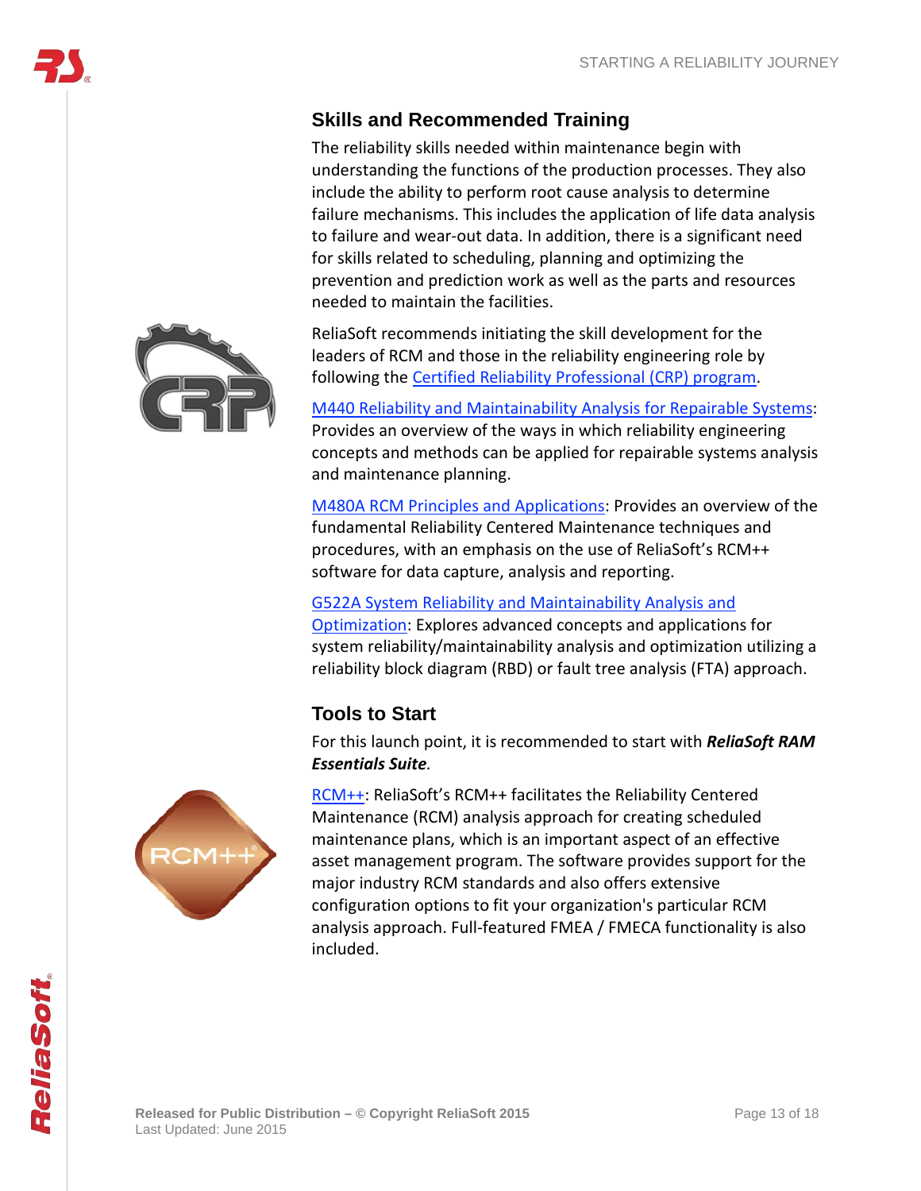## Skills and Recommended Training

The reliability skills needed within maintenance begin with understanding the functions of the production processes. They also include the ability to perform root cause analysis to determine failure mechanisms. This includes the application of life data analysis to failure and wear-out data. In addition, there is a significant need for skills related to scheduling, planning and optimizing the prevention and prediction work as well as the parts and resources needed to maintain the facilities.

ReliaSoft recommends initiating the skill development for the leaders of RCM and those in the reliability engineering role by following the Certified Reliability Professional (CRP) program.

M440 Reliability and Maintainability Analysis for Repairable Systems: Provides an overview of the ways in which reliability engineering concepts and methods can be applied for repairable systems analysis and maintenance planning.

M480A RCM Principles and Applications: Provides an overview of the fundamental Reliability Centered Maintenance techniques and procedures, with an emphasis on the use of ReliaSoft's RCM++ software for data capture, analysis and reporting.

G522A System Reliability and Maintainability Analysis and Optimization: Explores advanced concepts and applications for system reliability/maintainability analysis and optimization utilizing a reliability block diagram (RBD) or fault tree analysis (FTA) approach.

## Tools to Start

For this launch point, it is recommended to start with ***ReliaSoft RAM Essentials Suite***.

RCM++: ReliaSoft's RCM++ facilitates the Reliability Centered Maintenance (RCM) analysis approach for creating scheduled maintenance plans, which is an important aspect of an effective asset management program. The software provides support for the major industry RCM standards and also offers extensive configuration options to fit your organization's particular RCM analysis approach. Full-featured FMEA / FMECA functionality is also included.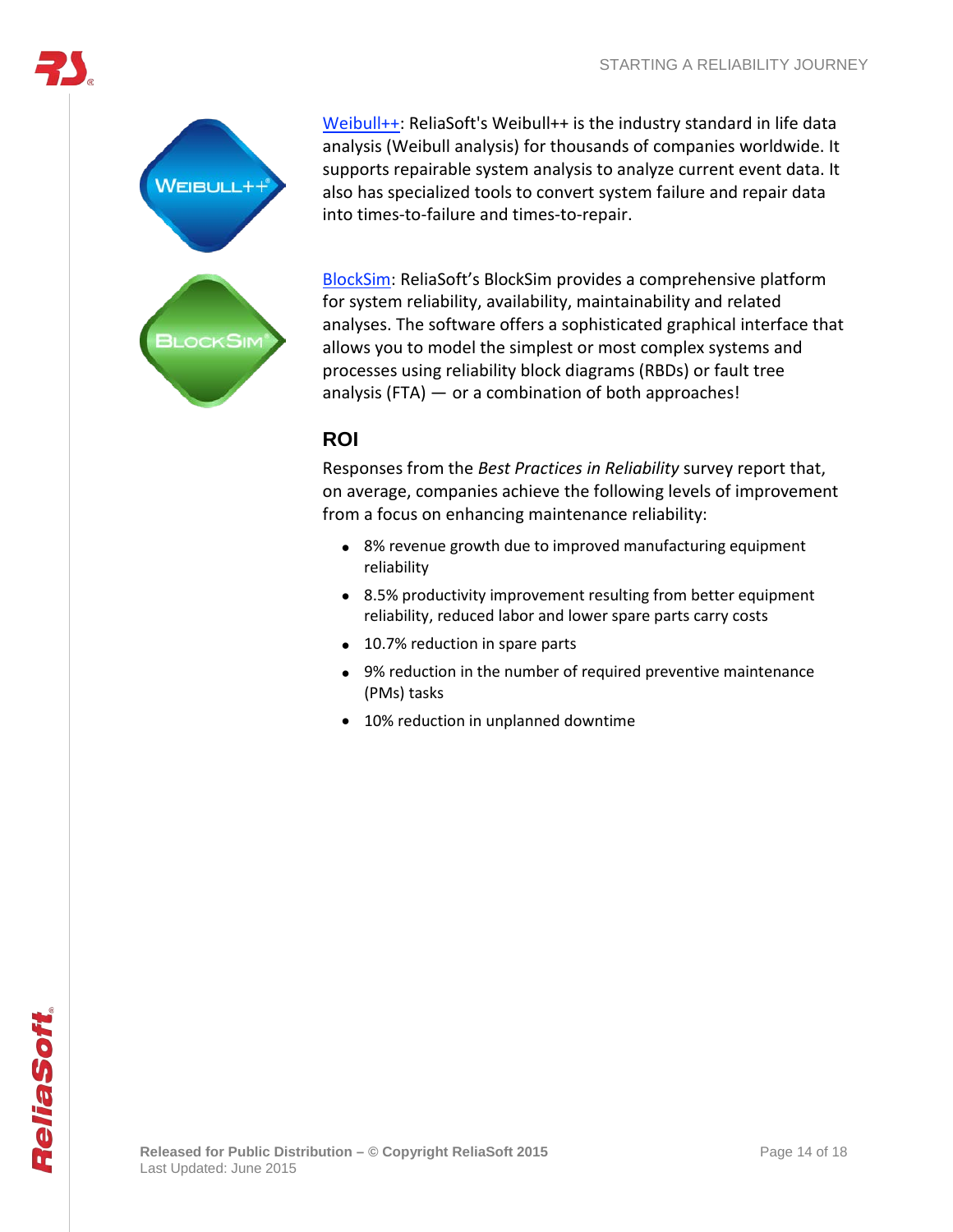Weibull++: ReliaSoft's Weibull++ is the industry standard in life data analysis (Weibull analysis) for thousands of companies worldwide. It supports repairable system analysis to analyze current event data. It also has specialized tools to convert system failure and repair data into times-to-failure and times-to-repair.

BlockSim: ReliaSoft's BlockSim provides a comprehensive platform for system reliability, availability, maintainability and related analyses. The software offers a sophisticated graphical interface that allows you to model the simplest or most complex systems and processes using reliability block diagrams (RBDs) or fault tree analysis (FTA) — or a combination of both approaches!

## ROI

Responses from the *Best Practices in Reliability* survey report that, on average, companies achieve the following levels of improvement from a focus on enhancing maintenance reliability:

- 8% revenue growth due to improved manufacturing equipment reliability
- 8.5% productivity improvement resulting from better equipment reliability, reduced labor and lower spare parts carry costs
- 10.7% reduction in spare parts
- 9% reduction in the number of required preventive maintenance (PMs) tasks
- 10% reduction in unplanned downtime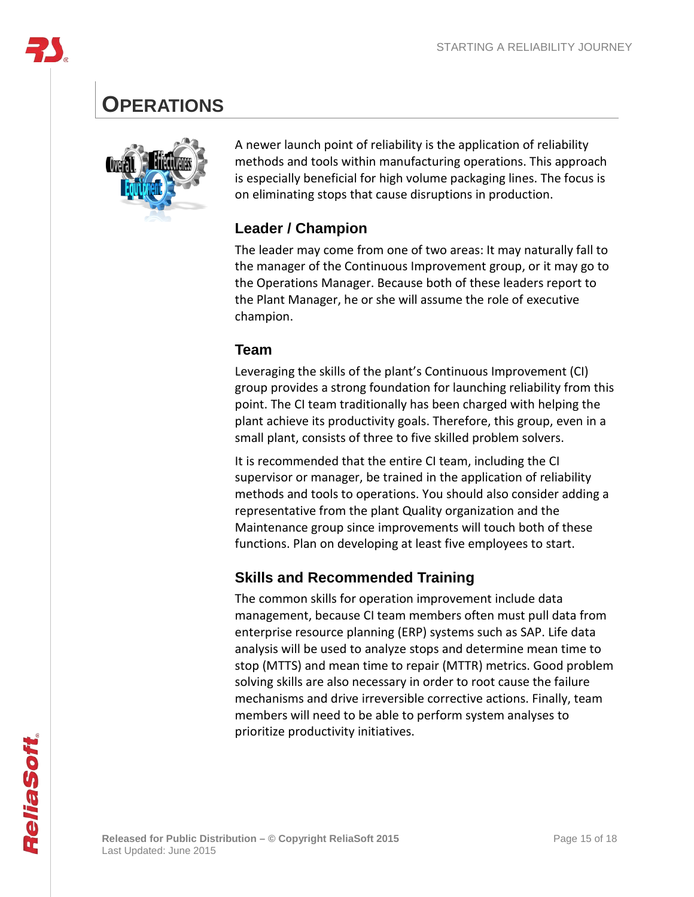# Operations

A newer launch point of reliability is the application of reliability methods and tools within manufacturing operations. This approach is especially beneficial for high volume packaging lines. The focus is on eliminating stops that cause disruptions in production.

## Leader / Champion

The leader may come from one of two areas: It may naturally fall to the manager of the Continuous Improvement group, or it may go to the Operations Manager. Because both of these leaders report to the Plant Manager, he or she will assume the role of executive champion.

## Team

Leveraging the skills of the plant's Continuous Improvement (CI) group provides a strong foundation for launching reliability from this point. The CI team traditionally has been charged with helping the plant achieve its productivity goals. Therefore, this group, even in a small plant, consists of three to five skilled problem solvers.

It is recommended that the entire CI team, including the CI supervisor or manager, be trained in the application of reliability methods and tools to operations. You should also consider adding a representative from the plant Quality organization and the Maintenance group since improvements will touch both of these functions. Plan on developing at least five employees to start.

## Skills and Recommended Training

The common skills for operation improvement include data management, because CI team members often must pull data from enterprise resource planning (ERP) systems such as SAP. Life data analysis will be used to analyze stops and determine mean time to stop (MTTS) and mean time to repair (MTTR) metrics. Good problem solving skills are also necessary in order to root cause the failure mechanisms and drive irreversible corrective actions. Finally, team members will need to be able to perform system analyses to prioritize productivity initiatives.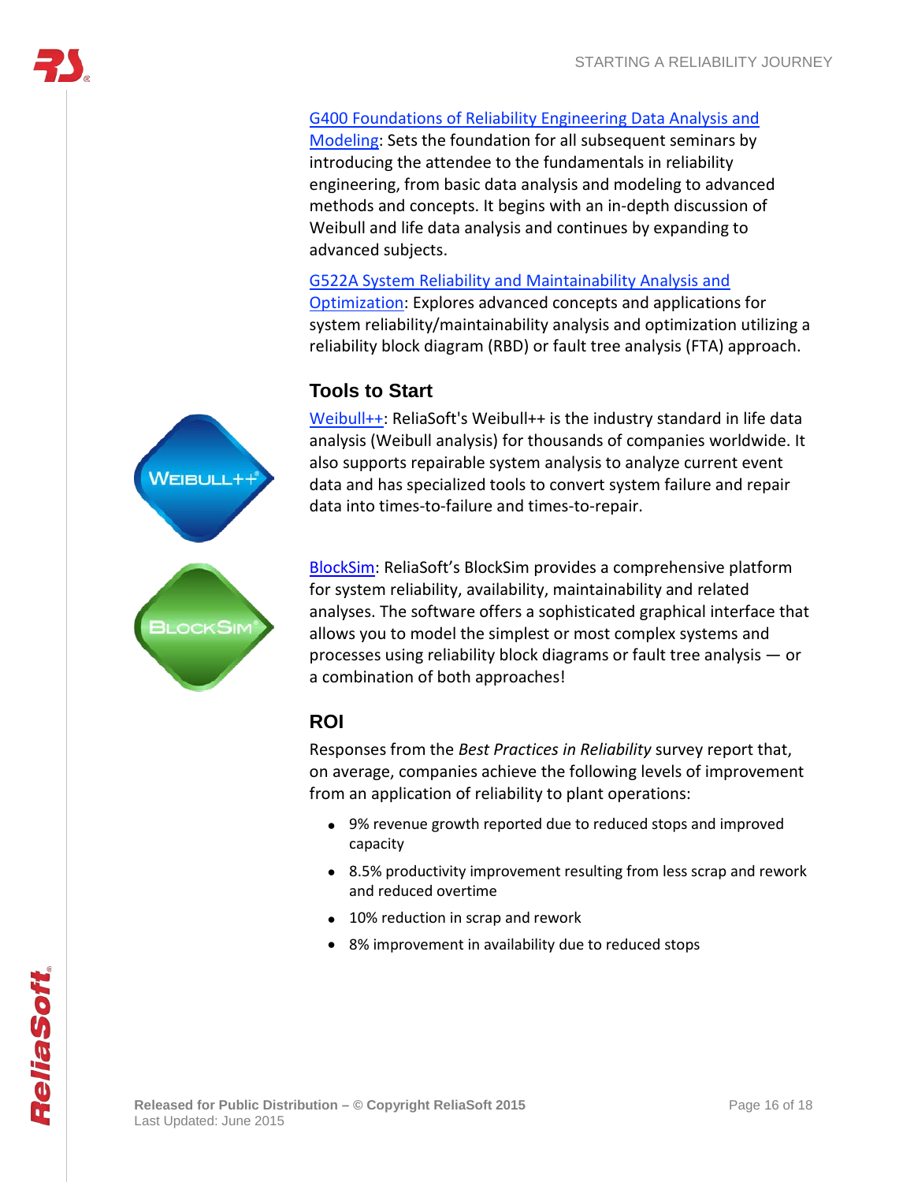G400 Foundations of Reliability Engineering Data Analysis and Modeling: Sets the foundation for all subsequent seminars by introducing the attendee to the fundamentals in reliability engineering, from basic data analysis and modeling to advanced methods and concepts. It begins with an in-depth discussion of Weibull and life data analysis and continues by expanding to advanced subjects.

G522A System Reliability and Maintainability Analysis and Optimization: Explores advanced concepts and applications for system reliability/maintainability analysis and optimization utilizing a reliability block diagram (RBD) or fault tree analysis (FTA) approach.

## Tools to Start

Weibull++: ReliaSoft's Weibull++ is the industry standard in life data analysis (Weibull analysis) for thousands of companies worldwide. It also supports repairable system analysis to analyze current event data and has specialized tools to convert system failure and repair data into times-to-failure and times-to-repair.

BlockSim: ReliaSoft's BlockSim provides a comprehensive platform for system reliability, availability, maintainability and related analyses. The software offers a sophisticated graphical interface that allows you to model the simplest or most complex systems and processes using reliability block diagrams or fault tree analysis — or a combination of both approaches!

## ROI

Responses from the *Best Practices in Reliability* survey report that, on average, companies achieve the following levels of improvement from an application of reliability to plant operations:

- 9% revenue growth reported due to reduced stops and improved capacity
- 8.5% productivity improvement resulting from less scrap and rework and reduced overtime
- 10% reduction in scrap and rework
- 8% improvement in availability due to reduced stops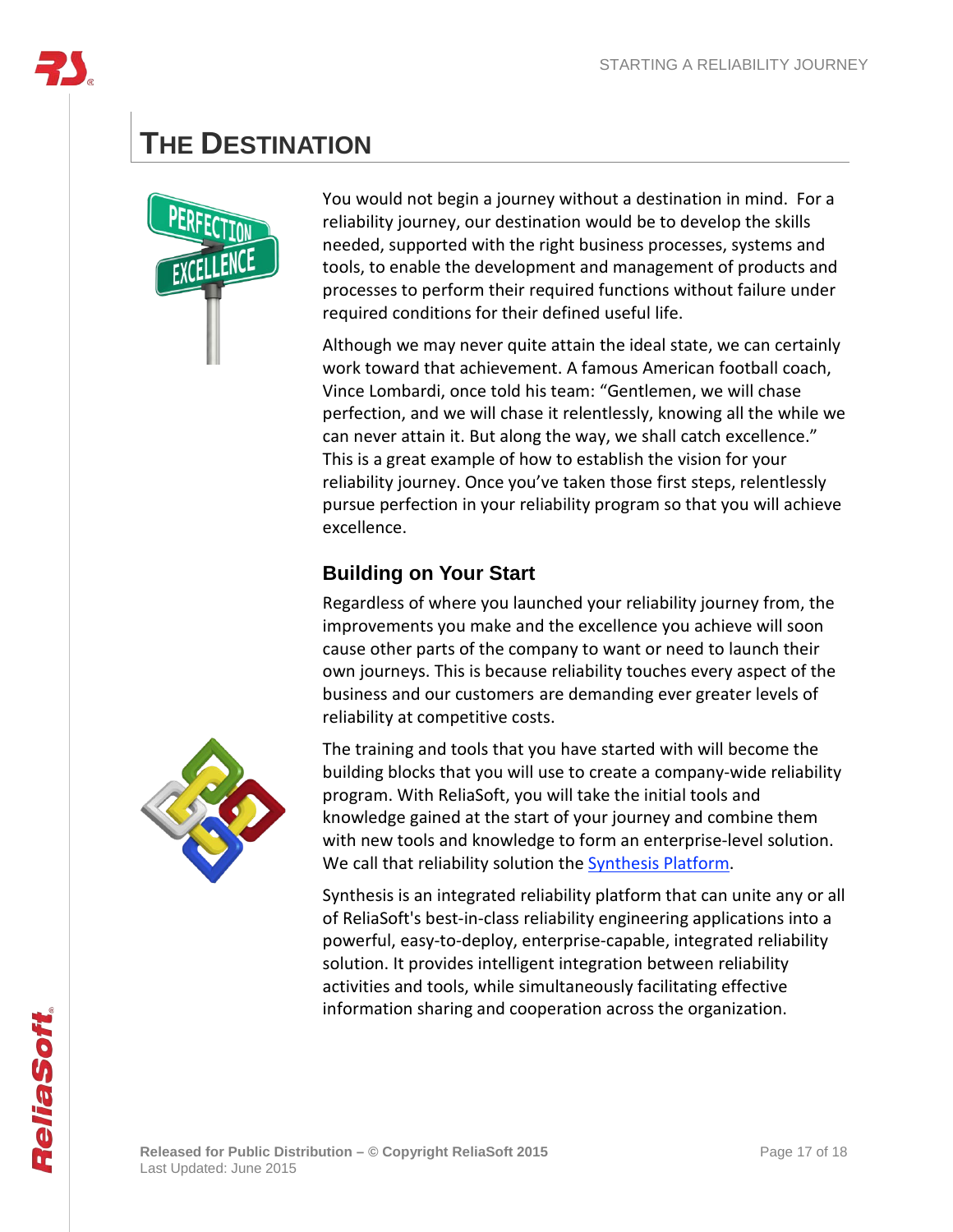# The Destination

You would not begin a journey without a destination in mind. For a reliability journey, our destination would be to develop the skills needed, supported with the right business processes, systems and tools, to enable the development and management of products and processes to perform their required functions without failure under required conditions for their defined useful life.

Although we may never quite attain the ideal state, we can certainly work toward that achievement. A famous American football coach, Vince Lombardi, once told his team: "Gentlemen, we will chase perfection, and we will chase it relentlessly, knowing all the while we can never attain it. But along the way, we shall catch excellence." This is a great example of how to establish the vision for your reliability journey. Once you've taken those first steps, relentlessly pursue perfection in your reliability program so that you will achieve excellence.

## Building on Your Start

Regardless of where you launched your reliability journey from, the improvements you make and the excellence you achieve will soon cause other parts of the company to want or need to launch their own journeys. This is because reliability touches every aspect of the business and our customers are demanding ever greater levels of reliability at competitive costs.

The training and tools that you have started with will become the building blocks that you will use to create a company-wide reliability program. With ReliaSoft, you will take the initial tools and knowledge gained at the start of your journey and combine them with new tools and knowledge to form an enterprise-level solution. We call that reliability solution the Synthesis Platform.

Synthesis is an integrated reliability platform that can unite any or all of ReliaSoft's best-in-class reliability engineering applications into a powerful, easy-to-deploy, enterprise-capable, integrated reliability solution. It provides intelligent integration between reliability activities and tools, while simultaneously facilitating effective information sharing and cooperation across the organization.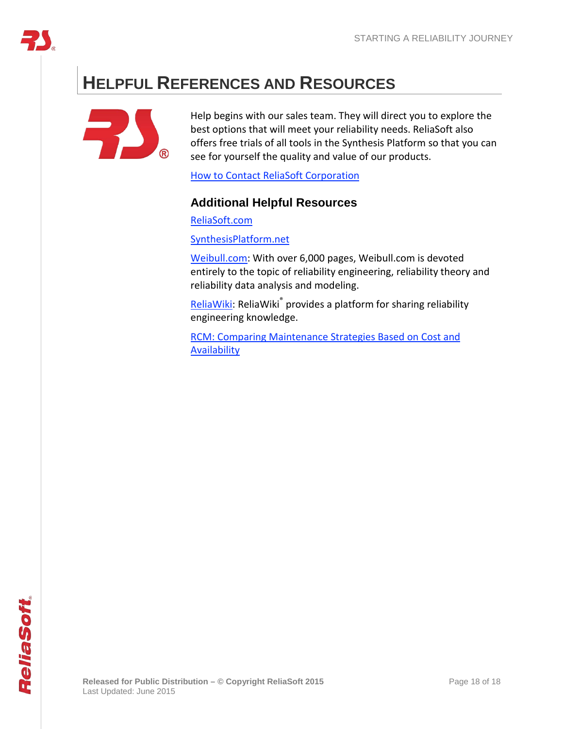# Helpful References and Resources

Help begins with our sales team. They will direct you to explore the best options that will meet your reliability needs. ReliaSoft also offers free trials of all tools in the Synthesis Platform so that you can see for yourself the quality and value of our products.

How to Contact ReliaSoft Corporation

## Additional Helpful Resources

ReliaSoft.com

SynthesisPlatform.net

Weibull.com: With over 6,000 pages, Weibull.com is devoted entirely to the topic of reliability engineering, reliability theory and reliability data analysis and modeling.

ReliaWiki: ReliaWiki® provides a platform for sharing reliability engineering knowledge.

RCM: Comparing Maintenance Strategies Based on Cost and Availability

**Released for Public Distribution – © Copyright ReliaSoft 2015**
Last Updated: June 2015